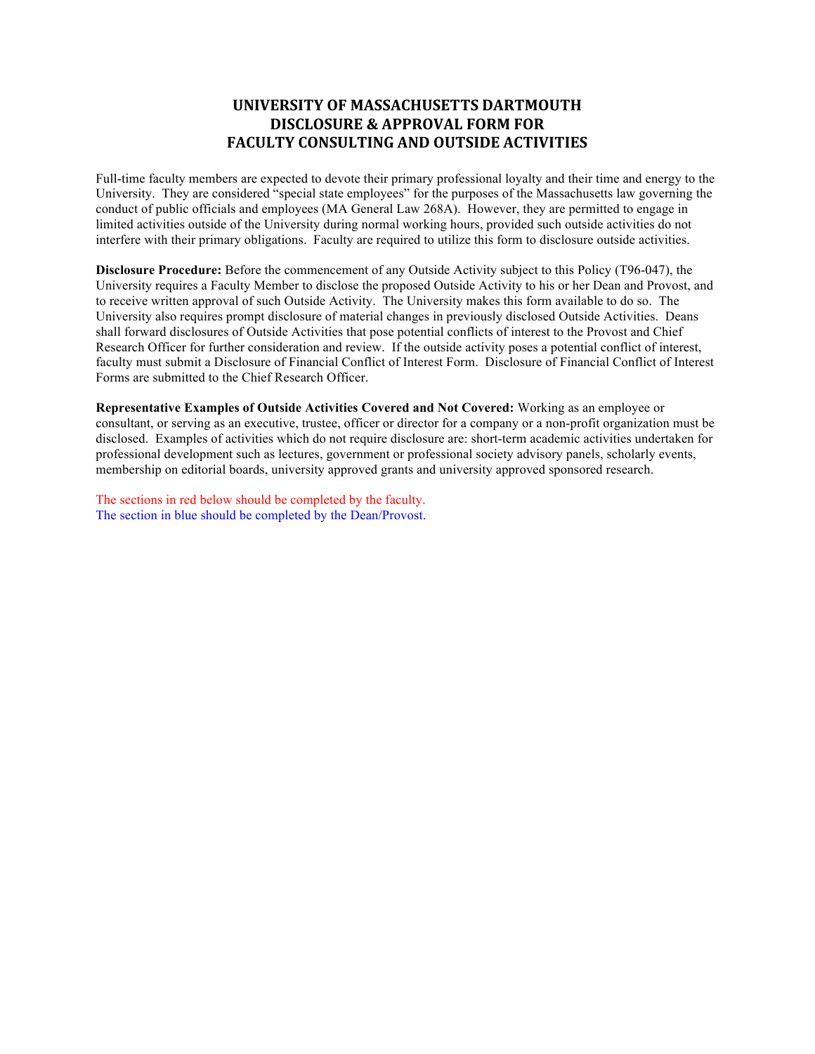# UNIVERSITY OF MASSACHUSETTS DARTMOUTH
# DISCLOSURE & APPROVAL FORM FOR
# FACULTY CONSULTING AND OUTSIDE ACTIVITIES

Full-time faculty members are expected to devote their primary professional loyalty and their time and energy to the University. They are considered "special state employees" for the purposes of the Massachusetts law governing the conduct of public officials and employees (MA General Law 268A). However, they are permitted to engage in limited activities outside of the University during normal working hours, provided such outside activities do not interfere with their primary obligations. Faculty are required to utilize this form to disclosure outside activities.

**Disclosure Procedure:** Before the commencement of any Outside Activity subject to this Policy (T96-047), the University requires a Faculty Member to disclose the proposed Outside Activity to his or her Dean and Provost, and to receive written approval of such Outside Activity. The University makes this form available to do so. The University also requires prompt disclosure of material changes in previously disclosed Outside Activities. Deans shall forward disclosures of Outside Activities that pose potential conflicts of interest to the Provost and Chief Research Officer for further consideration and review. If the outside activity poses a potential conflict of interest, faculty must submit a Disclosure of Financial Conflict of Interest Form. Disclosure of Financial Conflict of Interest Forms are submitted to the Chief Research Officer.

**Representative Examples of Outside Activities Covered and Not Covered:** Working as an employee or consultant, or serving as an executive, trustee, officer or director for a company or a non-profit organization must be disclosed. Examples of activities which do not require disclosure are: short-term academic activities undertaken for professional development such as lectures, government or professional society advisory panels, scholarly events, membership on editorial boards, university approved grants and university approved sponsored research.

The sections in red below should be completed by the faculty.
The section in blue should be completed by the Dean/Provost.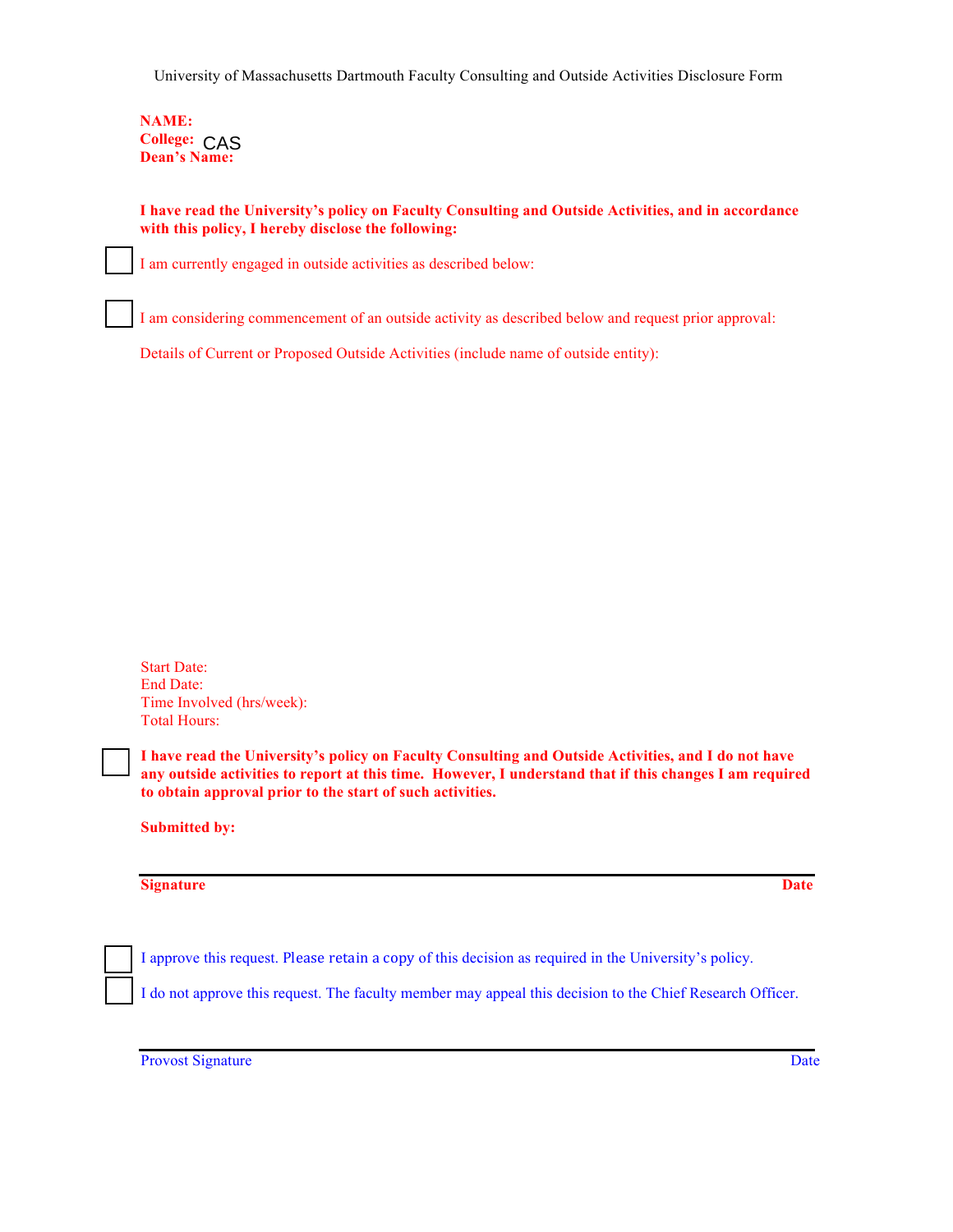University of Massachusetts Dartmouth Faculty Consulting and Outside Activities Disclosure Form

**NAME:**
**College:** CAS
**Dean's Name:**

**I have read the University's policy on Faculty Consulting and Outside Activities, and in accordance with this policy, I hereby disclose the following:**

☐ I am currently engaged in outside activities as described below:

☐ I am considering commencement of an outside activity as described below and request prior approval:

Details of Current or Proposed Outside Activities (include name of outside entity):

Start Date:
End Date:
Time Involved (hrs/week):
Total Hours:

☐ **I have read the University's policy on Faculty Consulting and Outside Activities, and I do not have any outside activities to report at this time. However, I understand that if this changes I am required to obtain approval prior to the start of such activities.**

**Submitted by:**

| | |
|---|---|
| **Signature** | **Date** |

☐ I approve this request. Please retain a copy of this decision as required in the University's policy.

☐ I do not approve this request. The faculty member may appeal this decision to the Chief Research Officer.

| | |
|---|---|
| Provost Signature | Date |